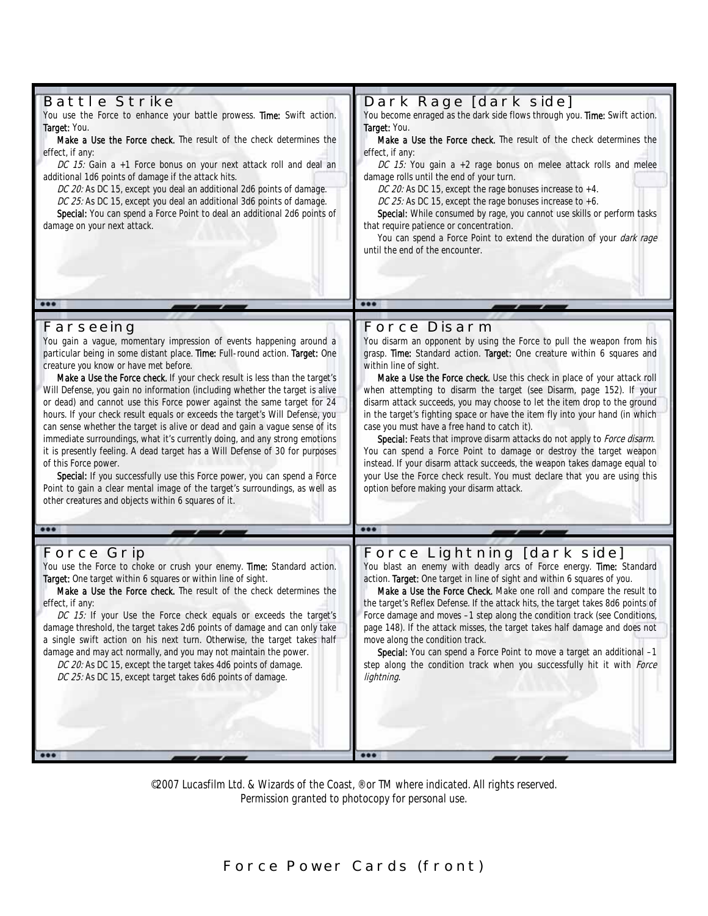## Battle Strike

You use the Force to enhance your battle prowess. **Time:** Swift action. **Target:** You.

**Make a Use the Force check.** The result of the check determines the effect, if any:

*DC 15:* Gain a +1 Force bonus on your next attack roll and deal an additional 1d6 points of damage if the attack hits.

*DC 20:* As DC 15, except you deal an additional 2d6 points of damage.

*DC 25:* As DC 15, except you deal an additional 3d6 points of damage.

**Special:** You can spend a Force Point to deal an additional 2d6 points of damage on your next attack.

## Dark Rage [dark side]

You become enraged as the dark side flows through you. **Time:** Swift action. **Target:** You.

**Make a Use the Force check.** The result of the check determines the effect, if any:

*DC 15:* You gain a +2 rage bonus on melee attack rolls and melee damage rolls until the end of your turn.

*DC 20:* As DC 15, except the rage bonuses increase to +4.

*DC 25:* As DC 15, except the rage bonuses increase to +6.

**Special:** While consumed by rage, you cannot use skills or perform tasks that require patience or concentration.

You can spend a Force Point to extend the duration of your *dark rage* until the end of the encounter.

## Farseeing

You gain a vague, momentary impression of events happening around a particular being in some distant place. **Time:** Full-round action. **Target:** One creature you know or have met before.

**Make a Use the Force check.** If your check result is less than the target's Will Defense, you gain no information (including whether the target is alive or dead) and cannot use this Force power against the same target for 24 hours. If your check result equals or exceeds the target's Will Defense, you can sense whether the target is alive or dead and gain a vague sense of its immediate surroundings, what it's currently doing, and any strong emotions it is presently feeling. A dead target has a Will Defense of 30 for purposes of this Force power.

**Special:** If you successfully use this Force power, you can spend a Force Point to gain a clear mental image of the target's surroundings, as well as other creatures and objects within 6 squares of it.

## Force Disarm

You disarm an opponent by using the Force to pull the weapon from his grasp. **Time:** Standard action. **Target:** One creature within 6 squares and within line of sight.

**Make a Use the Force check.** Use this check in place of your attack roll when attempting to disarm the target (see Disarm, page 152). If your disarm attack succeeds, you may choose to let the item drop to the ground in the target's fighting space or have the item fly into your hand (in which case you must have a free hand to catch it).

**Special:** Feats that improve disarm attacks do not apply to *Force disarm*. You can spend a Force Point to damage or destroy the target weapon instead. If your disarm attack succeeds, the weapon takes damage equal to your Use the Force check result. You must declare that you are using this option before making your disarm attack.

## Force Grip

You use the Force to choke or crush your enemy. **Time:** Standard action. **Target:** One target within 6 squares or within line of sight.

**Make a Use the Force check.** The result of the check determines the effect, if any:

*DC 15:* If your Use the Force check equals or exceeds the target's damage threshold, the target takes 2d6 points of damage and can only take a single swift action on his next turn. Otherwise, the target takes half damage and may act normally, and you may not maintain the power.

*DC 20:* As DC 15, except the target takes 4d6 points of damage.

*DC 25:* As DC 15, except target takes 6d6 points of damage.

## Force Lightning [dark side]

You blast an enemy with deadly arcs of Force energy. **Time:** Standard action. **Target:** One target in line of sight and within 6 squares of you.

**Make a Use the Force Check.** Make one roll and compare the result to the target's Reflex Defense. If the attack hits, the target takes 8d6 points of Force damage and moves –1 step along the condition track (see Conditions, page 148). If the attack misses, the target takes half damage and does not move along the condition track.

**Special:** You can spend a Force Point to move a target an additional –1 step along the condition track when you successfully hit it with *Force lightning*.

©2007 Lucasfilm Ltd. & Wizards of the Coast, ® or TM where indicated. All rights reserved.
Permission granted to photocopy for personal use.

Force Power Cards (front)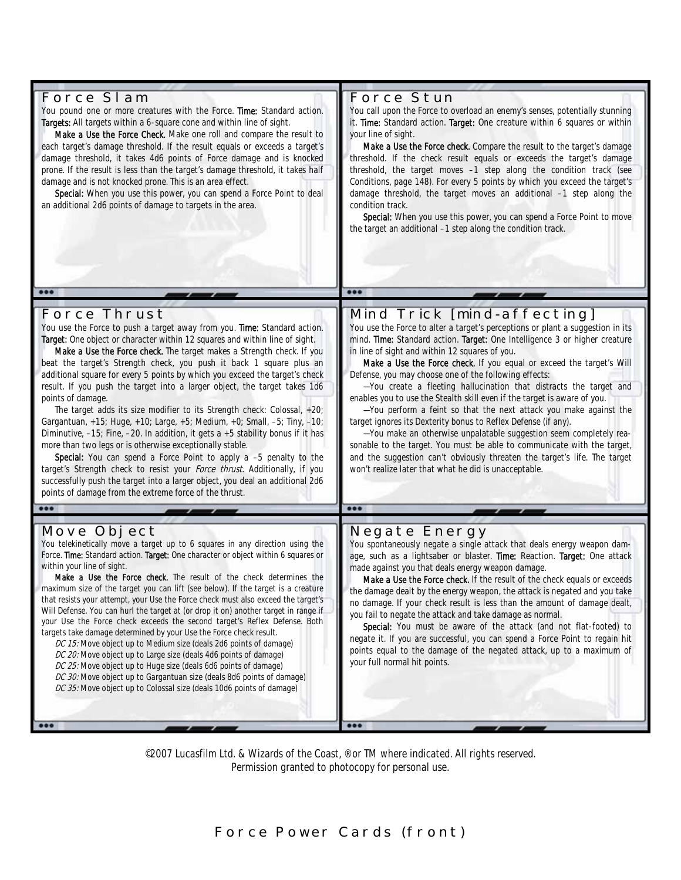## Force Slam

You pound one or more creatures with the Force. **Time:** Standard action. **Targets:** All targets within a 6-square cone and within line of sight.

**Make a Use the Force Check.** Make one roll and compare the result to each target's damage threshold. If the result equals or exceeds a target's damage threshold, it takes 4d6 points of Force damage and is knocked prone. If the result is less than the target's damage threshold, it takes half damage and is not knocked prone. This is an area effect.

**Special:** When you use this power, you can spend a Force Point to deal an additional 2d6 points of damage to targets in the area.

## Force Stun

You call upon the Force to overload an enemy's senses, potentially stunning it. **Time:** Standard action. **Target:** One creature within 6 squares or within your line of sight.

**Make a Use the Force check.** Compare the result to the target's damage threshold. If the check result equals or exceeds the target's damage threshold, the target moves –1 step along the condition track (see Conditions, page 148). For every 5 points by which you exceed the target's damage threshold, the target moves an additional –1 step along the condition track.

**Special:** When you use this power, you can spend a Force Point to move the target an additional –1 step along the condition track.

## Force Thrust

You use the Force to push a target away from you. **Time:** Standard action. **Target:** One object or character within 12 squares and within line of sight.

**Make a Use the Force check.** The target makes a Strength check. If you beat the target's Strength check, you push it back 1 square plus an additional square for every 5 points by which you exceed the target's check result. If you push the target into a larger object, the target takes 1d6 points of damage.

The target adds its size modifier to its Strength check: Colossal, +20; Gargantuan, +15; Huge, +10; Large, +5; Medium, +0; Small, –5; Tiny, –10; Diminutive, –15; Fine, –20. In addition, it gets a +5 stability bonus if it has more than two legs or is otherwise exceptionally stable.

**Special:** You can spend a Force Point to apply a –5 penalty to the target's Strength check to resist your *Force thrust*. Additionally, if you successfully push the target into a larger object, you deal an additional 2d6 points of damage from the extreme force of the thrust.

## Mind Trick [mind-affecting]

You use the Force to alter a target's perceptions or plant a suggestion in its mind. **Time:** Standard action. **Target:** One Intelligence 3 or higher creature in line of sight and within 12 squares of you.

**Make a Use the Force check.** If you equal or exceed the target's Will Defense, you may choose one of the following effects:

—You create a fleeting hallucination that distracts the target and enables you to use the Stealth skill even if the target is aware of you.

—You perform a feint so that the next attack you make against the target ignores its Dexterity bonus to Reflex Defense (if any).

—You make an otherwise unpalatable suggestion seem completely reasonable to the target. You must be able to communicate with the target, and the suggestion can't obviously threaten the target's life. The target won't realize later that what he did is unacceptable.

## Move Object

You telekinetically move a target up to 6 squares in any direction using the Force. **Time:** Standard action. **Target:** One character or object within 6 squares or within your line of sight.

**Make a Use the Force check.** The result of the check determines the maximum size of the target you can lift (see below). If the target is a creature that resists your attempt, your Use the Force check must also exceed the target's Will Defense. You can hurl the target at (or drop it on) another target in range if your Use the Force check exceeds the second target's Reflex Defense. Both targets take damage determined by your Use the Force check result.

*DC 15:* Move object up to Medium size (deals 2d6 points of damage)
*DC 20:* Move object up to Large size (deals 4d6 points of damage)
*DC 25:* Move object up to Huge size (deals 6d6 points of damage)
*DC 30:* Move object up to Gargantuan size (deals 8d6 points of damage)
*DC 35:* Move object up to Colossal size (deals 10d6 points of damage)

## Negate Energy

You spontaneously negate a single attack that deals energy weapon damage, such as a lightsaber or blaster. **Time:** Reaction. **Target:** One attack made against you that deals energy weapon damage.

**Make a Use the Force check.** If the result of the check equals or exceeds the damage dealt by the energy weapon, the attack is negated and you take no damage. If your check result is less than the amount of damage dealt, you fail to negate the attack and take damage as normal.

**Special:** You must be aware of the attack (and not flat-footed) to negate it. If you are successful, you can spend a Force Point to regain hit points equal to the damage of the negated attack, up to a maximum of your full normal hit points.

©2007 Lucasfilm Ltd. & Wizards of the Coast, ®or TM where indicated. All rights reserved.
Permission granted to photocopy for personal use.

Force Power Cards (front)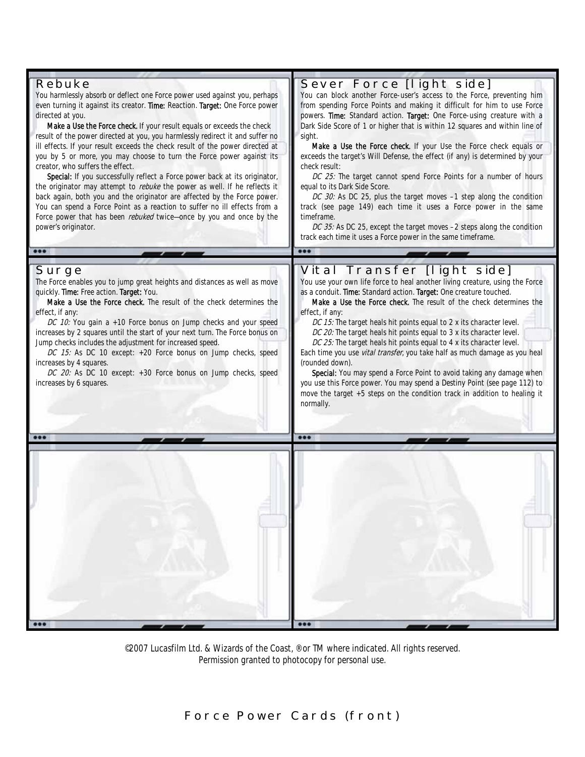## Rebuke

You harmlessly absorb or deflect one Force power used against you, perhaps even turning it against its creator. **Time:** Reaction. **Target:** One Force power directed at you.

**Make a Use the Force check.** If your result equals or exceeds the check result of the power directed at you, you harmlessly redirect it and suffer no ill effects. If your result exceeds the check result of the power directed at you by 5 or more, you may choose to turn the Force power against its creator, who suffers the effect.

**Special:** If you successfully reflect a Force power back at its originator, the originator may attempt to *rebuke* the power as well. If he reflects it back again, both you and the originator are affected by the Force power. You can spend a Force Point as a reaction to suffer no ill effects from a Force power that has been *rebuked* twice—once by you and once by the power's originator.

## Sever Force [light side]

You can block another Force-user's access to the Force, preventing him from spending Force Points and making it difficult for him to use Force powers. **Time:** Standard action. **Target:** One Force-using creature with a Dark Side Score of 1 or higher that is within 12 squares and within line of sight.

**Make a Use the Force check.** If your Use the Force check equals or exceeds the target's Will Defense, the effect (if any) is determined by your check result:

*DC 25:* The target cannot spend Force Points for a number of hours equal to its Dark Side Score.

*DC 30:* As DC 25, plus the target moves –1 step along the condition track (see page 149) each time it uses a Force power in the same timeframe.

*DC 35:* As DC 25, except the target moves –2 steps along the condition track each time it uses a Force power in the same timeframe.

## Surge

The Force enables you to jump great heights and distances as well as move quickly. **Time:** Free action. **Target:** You.

**Make a Use the Force check.** The result of the check determines the effect, if any:

*DC 10:* You gain a +10 Force bonus on Jump checks and your speed increases by 2 squares until the start of your next turn. The Force bonus on Jump checks includes the adjustment for increased speed.

*DC 15:* As DC 10 except: +20 Force bonus on Jump checks, speed increases by 4 squares.

*DC 20:* As DC 10 except: +30 Force bonus on Jump checks, speed increases by 6 squares.

## Vital Transfer [light side]

You use your own life force to heal another living creature, using the Force as a conduit. **Time:** Standard action. **Target:** One creature touched.

**Make a Use the Force check.** The result of the check determines the effect, if any:

*DC 15:* The target heals hit points equal to 2 x its character level.

*DC 20:* The target heals hit points equal to 3 x its character level.

*DC 25:* The target heals hit points equal to 4 x its character level.

Each time you use *vital transfer*, you take half as much damage as you heal (rounded down).

**Special:** You may spend a Force Point to avoid taking any damage when you use this Force power. You may spend a Destiny Point (see page 112) to move the target +5 steps on the condition track in addition to healing it normally.

©2007 Lucasfilm Ltd. & Wizards of the Coast, ® or TM where indicated. All rights reserved.
Permission granted to photocopy for personal use.

Force Power Cards (front)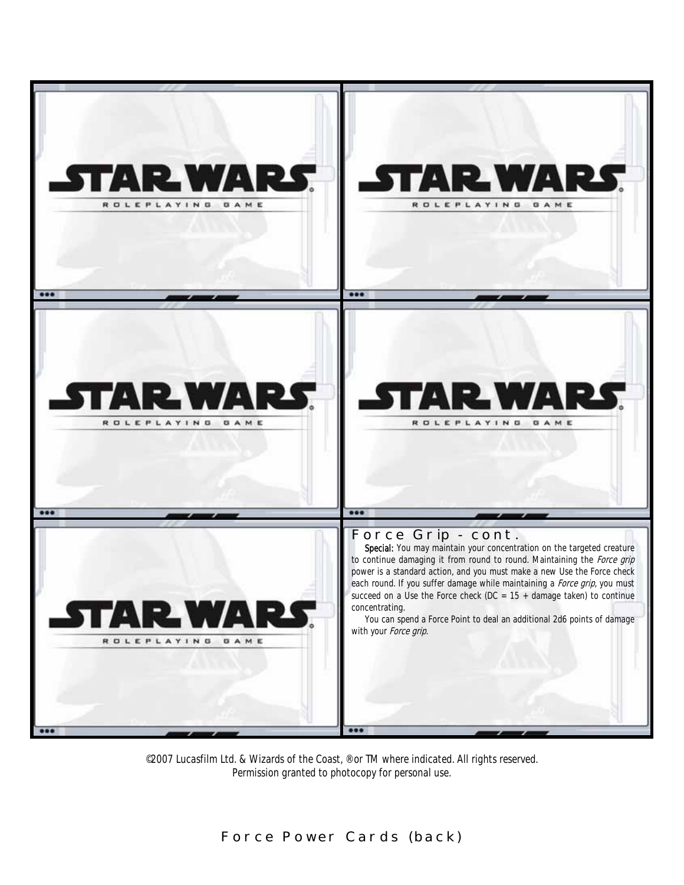STAR WARS
ROLEPLAYING GAME

STAR WARS
ROLEPLAYING GAME

STAR WARS
ROLEPLAYING GAME

STAR WARS
ROLEPLAYING GAME

STAR WARS
ROLEPLAYING GAME

## Force Grip - cont.

**Special:** You may maintain your concentration on the targeted creature to continue damaging it from round to round. Maintaining the *Force grip* power is a standard action, and you must make a new Use the Force check each round. If you suffer damage while maintaining a *Force grip*, you must succeed on a Use the Force check (DC = 15 + damage taken) to continue concentrating.

You can spend a Force Point to deal an additional 2d6 points of damage with your *Force grip*.

©2007 Lucasfilm Ltd. & Wizards of the Coast, ® or TM where indicated. All rights reserved.
Permission granted to photocopy for personal use.

Force Power Cards (back)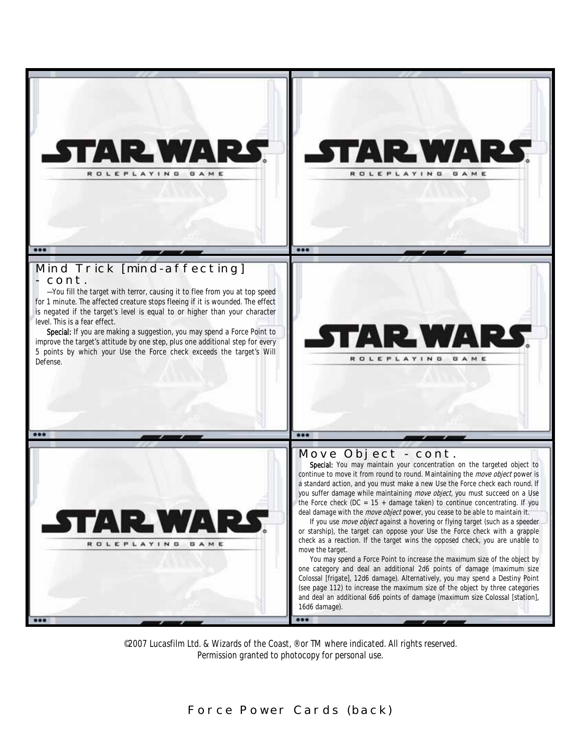STAR WARS

ROLEPLAYING GAME

STAR WARS

ROLEPLAYING GAME

## Mind Trick [mind-affecting] - cont.

—You fill the target with terror, causing it to flee from you at top speed for 1 minute. The affected creature stops fleeing if it is wounded. The effect is negated if the target's level is equal to or higher than your character level. This is a fear effect.

**Special:** If you are making a suggestion, you may spend a Force Point to improve the target's attitude by one step, plus one additional step for every 5 points by which your Use the Force check exceeds the target's Will Defense.

STAR WARS

ROLEPLAYING GAME

STAR WARS

ROLEPLAYING GAME

## Move Object - cont.

**Special:** You may maintain your concentration on the targeted object to continue to move it from round to round. Maintaining the *move object* power is a standard action, and you must make a new Use the Force check each round. If you suffer damage while maintaining *move object*, you must succeed on a Use the Force check (DC = 15 + damage taken) to continue concentrating. If you deal damage with the *move object* power, you cease to be able to maintain it.

If you use *move object* against a hovering or flying target (such as a speeder or starship), the target can oppose your Use the Force check with a grapple check as a reaction. If the target wins the opposed check, you are unable to move the target.

You may spend a Force Point to increase the maximum size of the object by one category and deal an additional 2d6 points of damage (maximum size Colossal [frigate], 12d6 damage). Alternatively, you may spend a Destiny Point (see page 112) to increase the maximum size of the object by three categories and deal an additional 6d6 points of damage (maximum size Colossal [station], 16d6 damage).

©2007 Lucasfilm Ltd. & Wizards of the Coast, ® or TM where indicated. All rights reserved.
Permission granted to photocopy for personal use.

Force Power Cards (back)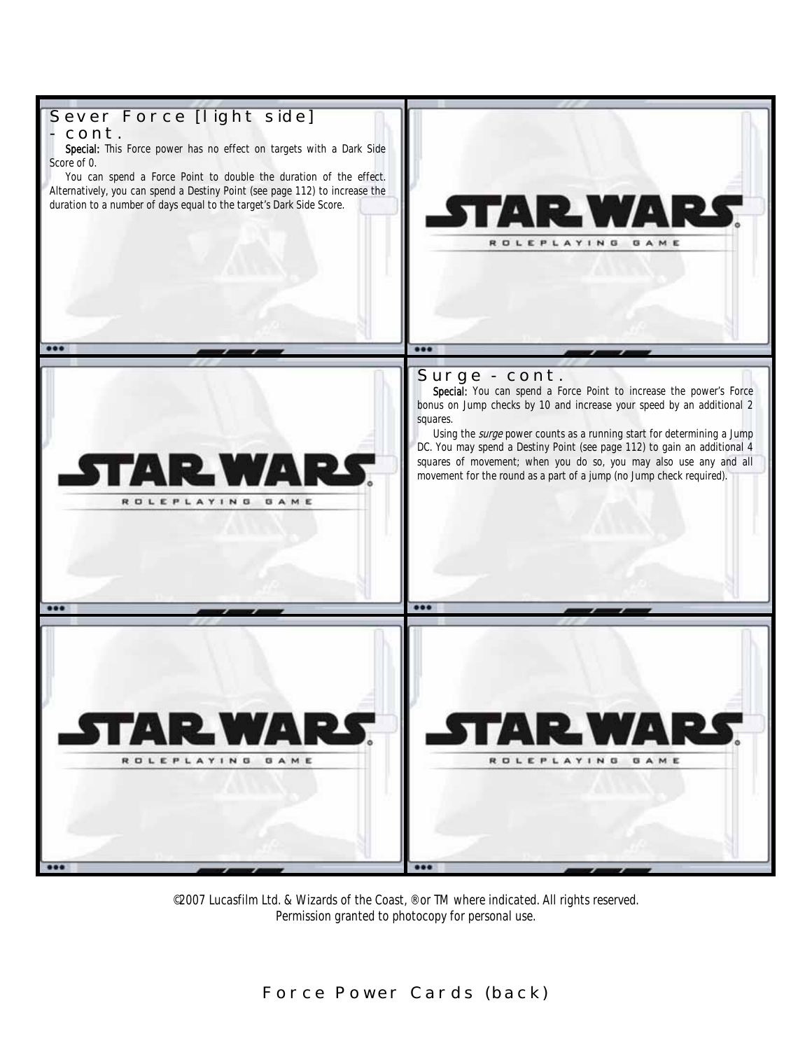## Sever Force [light side] - cont.

**Special:** This Force power has no effect on targets with a Dark Side Score of 0.

You can spend a Force Point to double the duration of the effect. Alternatively, you can spend a Destiny Point (see page 112) to increase the duration to a number of days equal to the target's Dark Side Score.

STAR WARS
ROLEPLAYING GAME

STAR WARS
ROLEPLAYING GAME

## Surge - cont.

**Special:** You can spend a Force Point to increase the power's Force bonus on Jump checks by 10 and increase your speed by an additional 2 squares.

Using the *surge* power counts as a running start for determining a Jump DC. You may spend a Destiny Point (see page 112) to gain an additional 4 squares of movement; when you do so, you may also use any and all movement for the round as a part of a jump (no Jump check required).

STAR WARS
ROLEPLAYING GAME

STAR WARS
ROLEPLAYING GAME

©2007 Lucasfilm Ltd. & Wizards of the Coast, ® or TM where indicated. All rights reserved.
Permission granted to photocopy for personal use.

Force Power Cards (back)